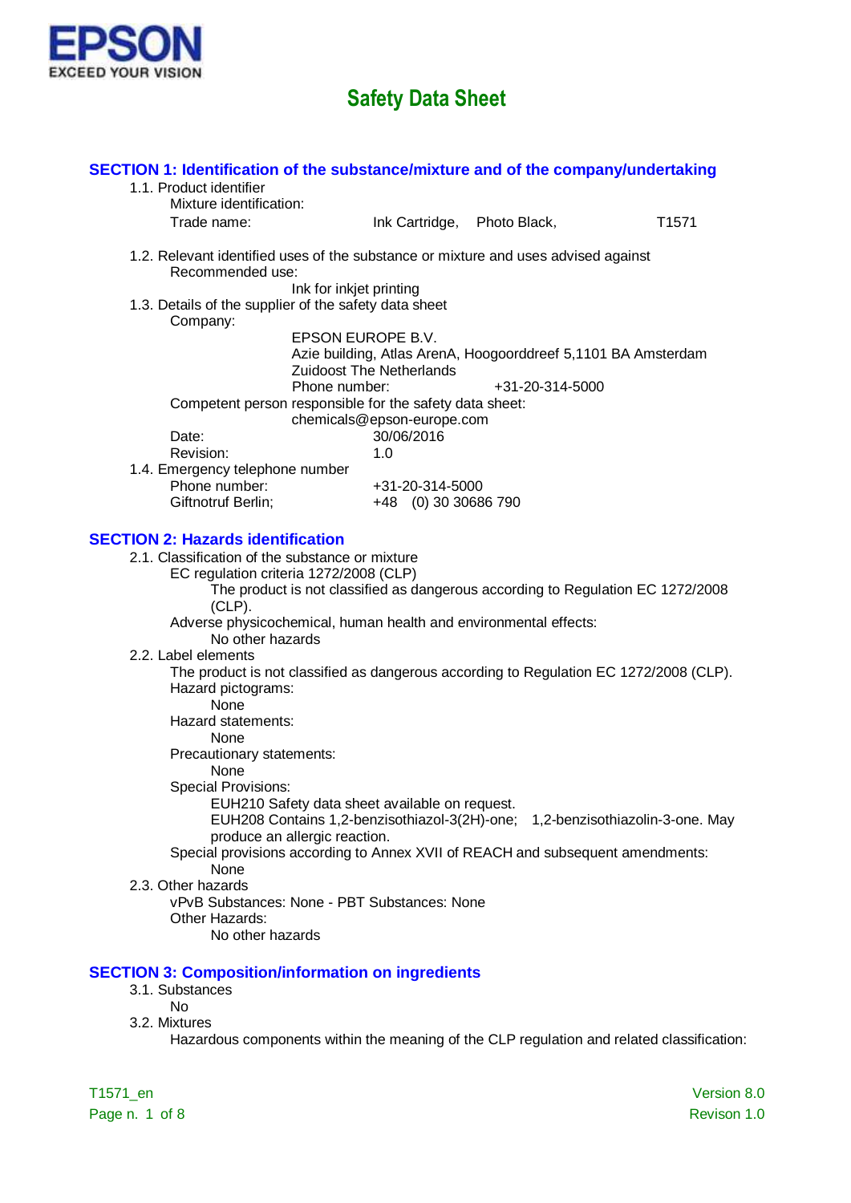EPSON
EXCEED YOUR VISION

# Safety Data Sheet

## SECTION 1: Identification of the substance/mixture and of the company/undertaking

1.1. Product identifier

Mixture identification:

Trade name: Ink Cartridge, Photo Black, T1571

1.2. Relevant identified uses of the substance or mixture and uses advised against

Recommended use:

Ink for inkjet printing

1.3. Details of the supplier of the safety data sheet

Company:

EPSON EUROPE B.V.
Azie building, Atlas ArenA, Hoogoorddreef 5,1101 BA Amsterdam
Zuidoost The Netherlands
Phone number: +31-20-314-5000

Competent person responsible for the safety data sheet:

chemicals@epson-europe.com

Date: 30/06/2016
Revision: 1.0

1.4. Emergency telephone number

Phone number: +31-20-314-5000
Giftnotruf Berlin; +48 (0) 30 30686 790

## SECTION 2: Hazards identification

2.1. Classification of the substance or mixture

EC regulation criteria 1272/2008 (CLP)

The product is not classified as dangerous according to Regulation EC 1272/2008 (CLP).

Adverse physicochemical, human health and environmental effects:

No other hazards

2.2. Label elements

The product is not classified as dangerous according to Regulation EC 1272/2008 (CLP).

Hazard pictograms:

None

Hazard statements:

None

Precautionary statements:

None

Special Provisions:

EUH210 Safety data sheet available on request.
EUH208 Contains 1,2-benzisothiazol-3(2H)-one; 1,2-benzisothiazolin-3-one. May produce an allergic reaction.

Special provisions according to Annex XVII of REACH and subsequent amendments:

None

2.3. Other hazards

vPvB Substances: None - PBT Substances: None

Other Hazards:

No other hazards

## SECTION 3: Composition/information on ingredients

3.1. Substances

No

3.2. Mixtures

Hazardous components within the meaning of the CLP regulation and related classification: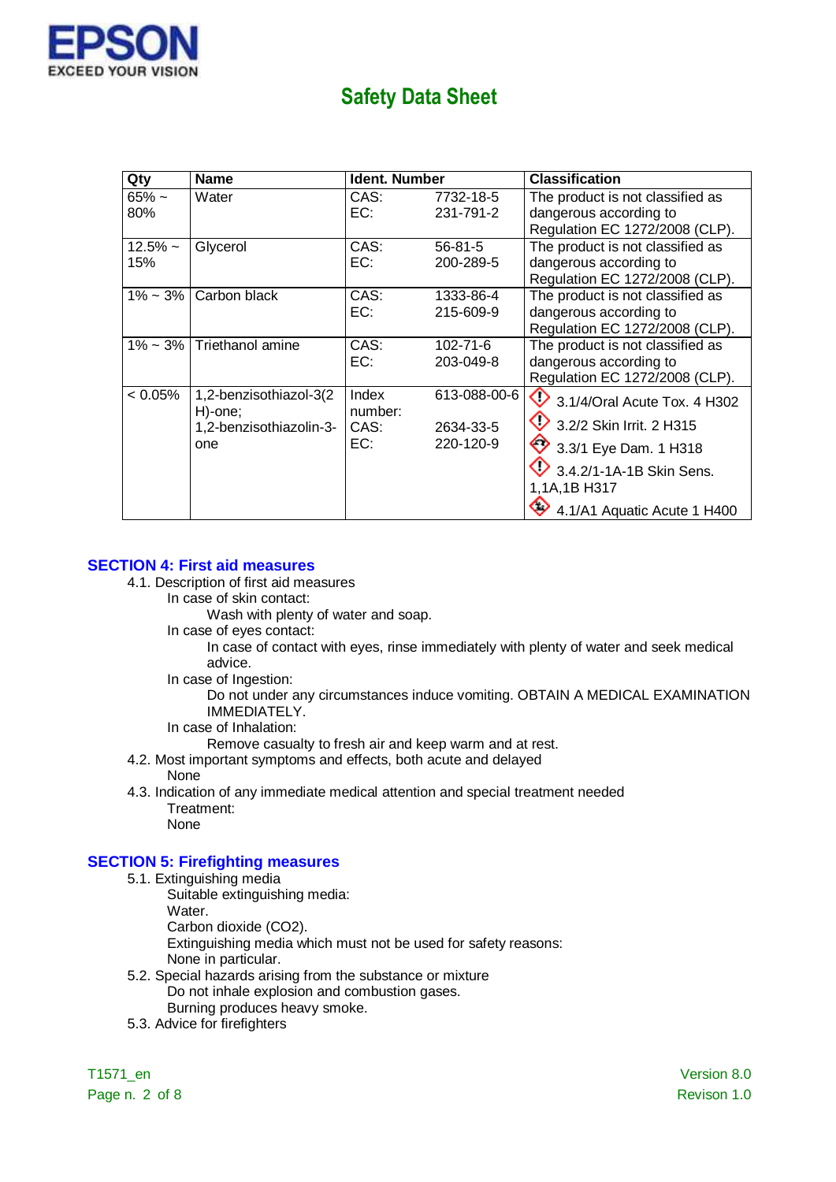| Qty | Name | Ident. Number | | Classification |
|---|---|---|---|---|
| 65% ~ 80% | Water | CAS:<br>EC: | 7732-18-5<br>231-791-2 | The product is not classified as dangerous according to Regulation EC 1272/2008 (CLP). |
| 12.5% ~ 15% | Glycerol | CAS:<br>EC: | 56-81-5<br>200-289-5 | The product is not classified as dangerous according to Regulation EC 1272/2008 (CLP). |
| 1% ~ 3% | Carbon black | CAS:<br>EC: | 1333-86-4<br>215-609-9 | The product is not classified as dangerous according to Regulation EC 1272/2008 (CLP). |
| 1% ~ 3% | Triethanol amine | CAS:<br>EC: | 102-71-6<br>203-049-8 | The product is not classified as dangerous according to Regulation EC 1272/2008 (CLP). |
| < 0.05% | 1,2-benzisothiazol-3(2H)-one; 1,2-benzisothiazolin-3-one | Index number:<br>CAS:<br>EC: | 613-088-00-6<br>2634-33-5<br>220-120-9 | 3.1/4/Oral Acute Tox. 4 H302<br>3.2/2 Skin Irrit. 2 H315<br>3.3/1 Eye Dam. 1 H318<br>3.4.2/1-1A-1B Skin Sens. 1,1A,1B H317<br>4.1/A1 Aquatic Acute 1 H400 |

## SECTION 4: First aid measures

4.1. Description of first aid measures

In case of skin contact:

Wash with plenty of water and soap.

In case of eyes contact:

In case of contact with eyes, rinse immediately with plenty of water and seek medical advice.

In case of Ingestion:

Do not under any circumstances induce vomiting. OBTAIN A MEDICAL EXAMINATION IMMEDIATELY.

In case of Inhalation:

Remove casualty to fresh air and keep warm and at rest.

4.2. Most important symptoms and effects, both acute and delayed

None

4.3. Indication of any immediate medical attention and special treatment needed

Treatment:

None

## SECTION 5: Firefighting measures

5.1. Extinguishing media

Suitable extinguishing media:

Water.

Carbon dioxide ($CO_2$).

Extinguishing media which must not be used for safety reasons:

None in particular.

5.2. Special hazards arising from the substance or mixture

Do not inhale explosion and combustion gases.

Burning produces heavy smoke.

5.3. Advice for firefighters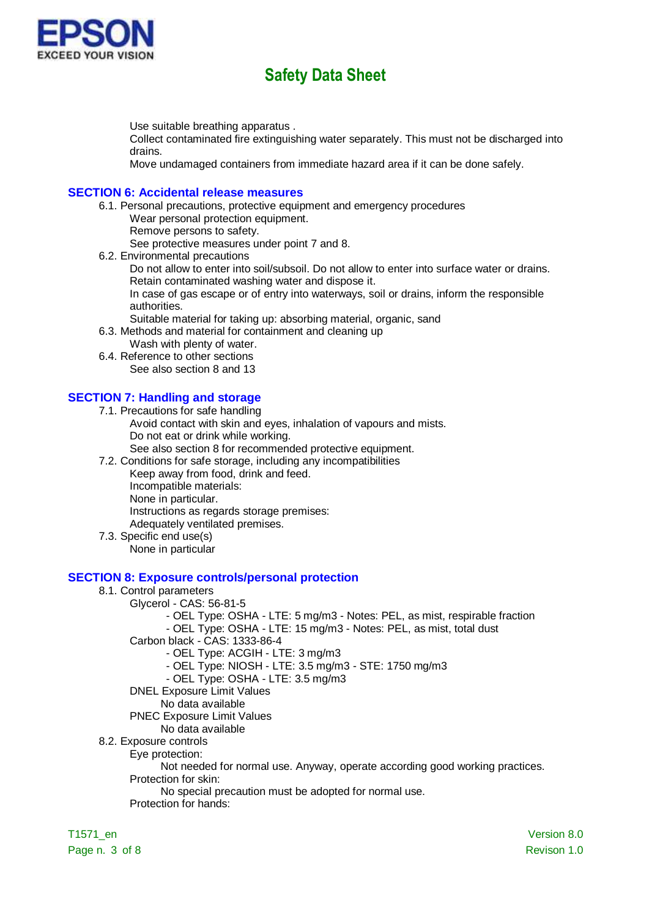Use suitable breathing apparatus .
Collect contaminated fire extinguishing water separately. This must not be discharged into drains.
Move undamaged containers from immediate hazard area if it can be done safely.

## SECTION 6: Accidental release measures

6.1. Personal precautions, protective equipment and emergency procedures
- Wear personal protection equipment.
- Remove persons to safety.
- See protective measures under point 7 and 8.

6.2. Environmental precautions
- Do not allow to enter into soil/subsoil. Do not allow to enter into surface water or drains.
- Retain contaminated washing water and dispose it.
- In case of gas escape or of entry into waterways, soil or drains, inform the responsible authorities.
- Suitable material for taking up: absorbing material, organic, sand

6.3. Methods and material for containment and cleaning up
- Wash with plenty of water.

6.4. Reference to other sections
- See also section 8 and 13

## SECTION 7: Handling and storage

7.1. Precautions for safe handling
- Avoid contact with skin and eyes, inhalation of vapours and mists.
- Do not eat or drink while working.
- See also section 8 for recommended protective equipment.

7.2. Conditions for safe storage, including any incompatibilities
- Keep away from food, drink and feed.
- Incompatible materials:
- None in particular.
- Instructions as regards storage premises:
- Adequately ventilated premises.

7.3. Specific end use(s)
- None in particular

## SECTION 8: Exposure controls/personal protection

8.1. Control parameters

Glycerol - CAS: 56-81-5
- OEL Type: OSHA - LTE: 5 mg/m3 - Notes: PEL, as mist, respirable fraction
- OEL Type: OSHA - LTE: 15 mg/m3 - Notes: PEL, as mist, total dust

Carbon black - CAS: 1333-86-4
- OEL Type: ACGIH - LTE: 3 mg/m3
- OEL Type: NIOSH - LTE: 3.5 mg/m3 - STE: 1750 mg/m3
- OEL Type: OSHA - LTE: 3.5 mg/m3

DNEL Exposure Limit Values
- No data available

PNEC Exposure Limit Values
- No data available

8.2. Exposure controls

Eye protection:
- Not needed for normal use. Anyway, operate according good working practices.

Protection for skin:
- No special precaution must be adopted for normal use.

Protection for hands: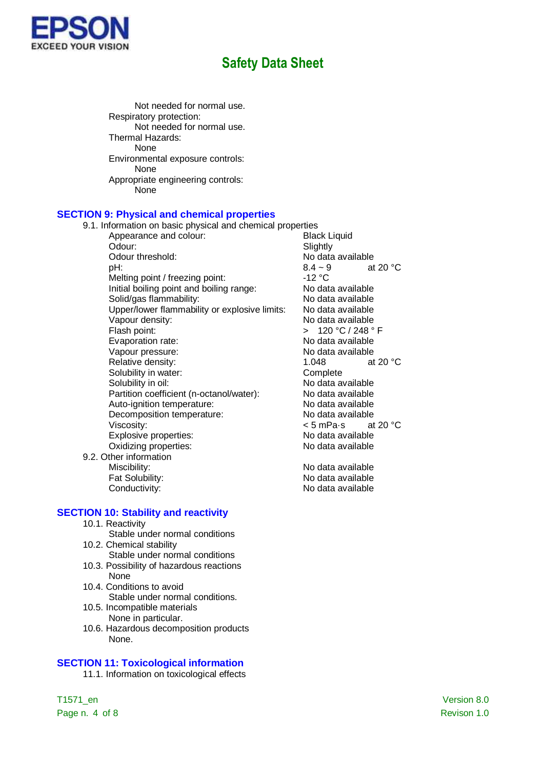Not needed for normal use.

Respiratory protection:

Not needed for normal use.

Thermal Hazards:

None

Environmental exposure controls:

None

Appropriate engineering controls:

None

## SECTION 9: Physical and chemical properties

9.1. Information on basic physical and chemical properties

| Property | Value | Conditions |
|---|---|---|
| Appearance and colour: | Black Liquid | |
| Odour: | Slightly | |
| Odour threshold: | No data available | |
| pH: | 8.4 ~ 9 | at 20 °C |
| Melting point / freezing point: | -12 °C | |
| Initial boiling point and boiling range: | No data available | |
| Solid/gas flammability: | No data available | |
| Upper/lower flammability or explosive limits: | No data available | |
| Vapour density: | No data available | |
| Flash point: | > 120 °C / 248 ° F | |
| Evaporation rate: | No data available | |
| Vapour pressure: | No data available | |
| Relative density: | 1.048 | at 20 °C |
| Solubility in water: | Complete | |
| Solubility in oil: | No data available | |
| Partition coefficient (n-octanol/water): | No data available | |
| Auto-ignition temperature: | No data available | |
| Decomposition temperature: | No data available | |
| Viscosity: | < 5 mPa·s | at 20 °C |
| Explosive properties: | No data available | |
| Oxidizing properties: | No data available | |

9.2. Other information

| Property | Value |
|---|---|
| Miscibility: | No data available |
| Fat Solubility: | No data available |
| Conductivity: | No data available |

## SECTION 10: Stability and reactivity

10.1. Reactivity

Stable under normal conditions

10.2. Chemical stability

Stable under normal conditions

10.3. Possibility of hazardous reactions

None

10.4. Conditions to avoid

Stable under normal conditions.

10.5. Incompatible materials

None in particular.

10.6. Hazardous decomposition products

None.

## SECTION 11: Toxicological information

11.1. Information on toxicological effects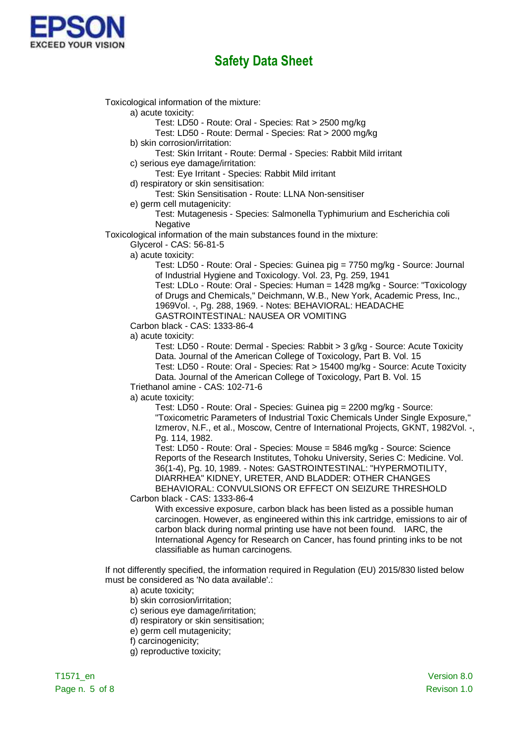Toxicological information of the mixture:

- a) acute toxicity:
  - Test: LD50 - Route: Oral - Species: Rat > 2500 mg/kg
  - Test: LD50 - Route: Dermal - Species: Rat > 2000 mg/kg
- b) skin corrosion/irritation:
  - Test: Skin Irritant - Route: Dermal - Species: Rabbit Mild irritant
- c) serious eye damage/irritation:
  - Test: Eye Irritant - Species: Rabbit Mild irritant
- d) respiratory or skin sensitisation:
  - Test: Skin Sensitisation - Route: LLNA Non-sensitiser
- e) germ cell mutagenicity:
  - Test: Mutagenesis - Species: Salmonella Typhimurium and Escherichia coli Negative

Toxicological information of the main substances found in the mixture:

Glycerol - CAS: 56-81-5

- a) acute toxicity:
  - Test: LD50 - Route: Oral - Species: Guinea pig = 7750 mg/kg - Source: Journal of Industrial Hygiene and Toxicology. Vol. 23, Pg. 259, 1941
  - Test: LDLo - Route: Oral - Species: Human = 1428 mg/kg - Source: "Toxicology of Drugs and Chemicals," Deichmann, W.B., New York, Academic Press, Inc., 1969Vol. -, Pg. 288, 1969. - Notes: BEHAVIORAL: HEADACHE GASTROINTESTINAL: NAUSEA OR VOMITING

Carbon black - CAS: 1333-86-4

- a) acute toxicity:
  - Test: LD50 - Route: Dermal - Species: Rabbit > 3 g/kg - Source: Acute Toxicity Data. Journal of the American College of Toxicology, Part B. Vol. 15
  - Test: LD50 - Route: Oral - Species: Rat > 15400 mg/kg - Source: Acute Toxicity Data. Journal of the American College of Toxicology, Part B. Vol. 15

Triethanol amine - CAS: 102-71-6

- a) acute toxicity:
  - Test: LD50 - Route: Oral - Species: Guinea pig = 2200 mg/kg - Source: "Toxicometric Parameters of Industrial Toxic Chemicals Under Single Exposure," Izmerov, N.F., et al., Moscow, Centre of International Projects, GKNT, 1982Vol. -, Pg. 114, 1982.
  - Test: LD50 - Route: Oral - Species: Mouse = 5846 mg/kg - Source: Science Reports of the Research Institutes, Tohoku University, Series C: Medicine. Vol. 36(1-4), Pg. 10, 1989. - Notes: GASTROINTESTINAL: "HYPERMOTILITY, DIARRHEA" KIDNEY, URETER, AND BLADDER: OTHER CHANGES BEHAVIORAL: CONVULSIONS OR EFFECT ON SEIZURE THRESHOLD

Carbon black - CAS: 1333-86-4

With excessive exposure, carbon black has been listed as a possible human carcinogen. However, as engineered within this ink cartridge, emissions to air of carbon black during normal printing use have not been found. IARC, the International Agency for Research on Cancer, has found printing inks to be not classifiable as human carcinogens.

If not differently specified, the information required in Regulation (EU) 2015/830 listed below must be considered as 'No data available'.:

- a) acute toxicity;
- b) skin corrosion/irritation;
- c) serious eye damage/irritation;
- d) respiratory or skin sensitisation;
- e) germ cell mutagenicity;
- f) carcinogenicity;
- g) reproductive toxicity;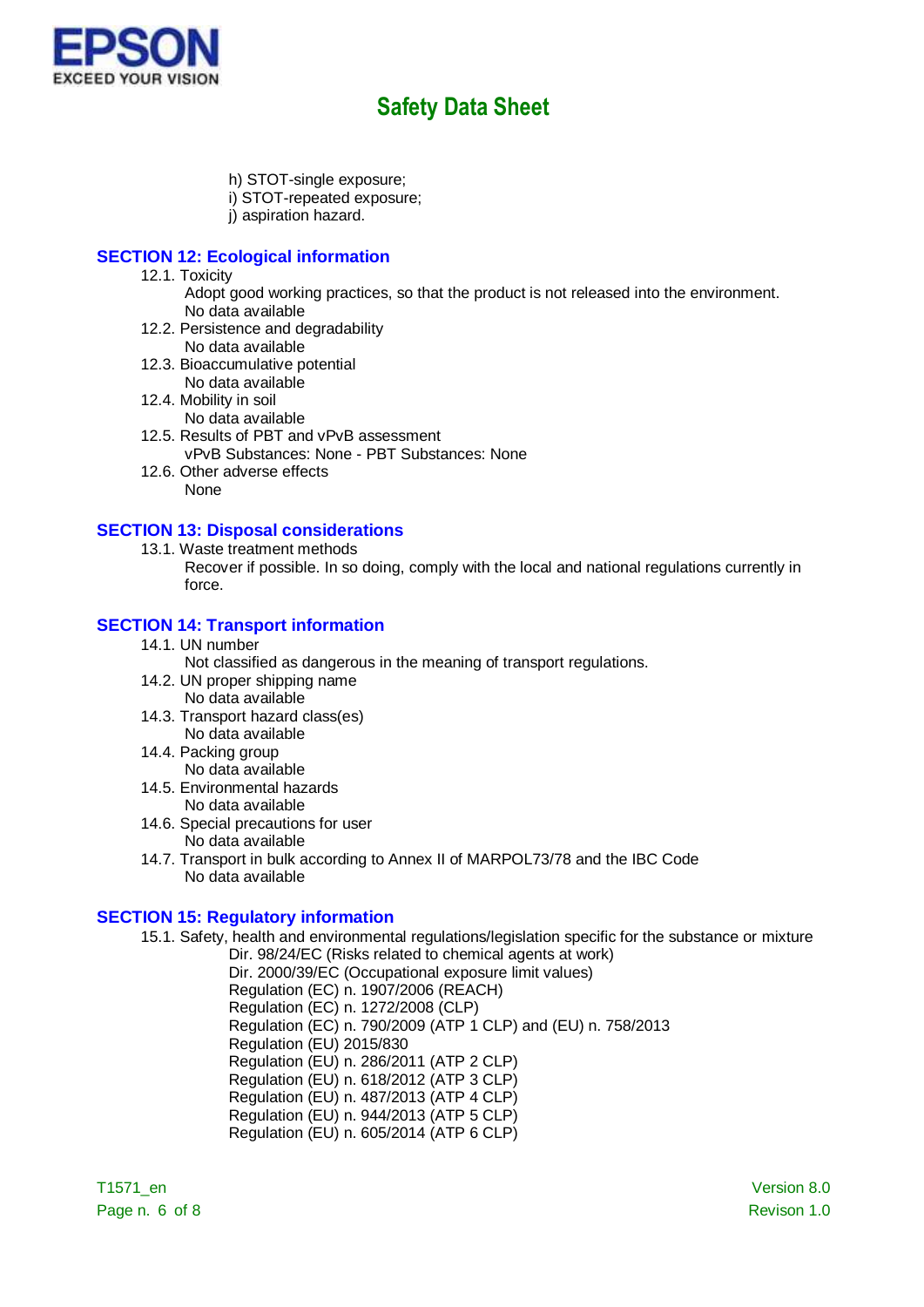h) STOT-single exposure;
i) STOT-repeated exposure;
j) aspiration hazard.

## SECTION 12: Ecological information

12.1. Toxicity
Adopt good working practices, so that the product is not released into the environment.
No data available

12.2. Persistence and degradability
No data available

12.3. Bioaccumulative potential
No data available

12.4. Mobility in soil
No data available

12.5. Results of PBT and vPvB assessment
vPvB Substances: None - PBT Substances: None

12.6. Other adverse effects
None

## SECTION 13: Disposal considerations

13.1. Waste treatment methods
Recover if possible. In so doing, comply with the local and national regulations currently in force.

## SECTION 14: Transport information

14.1. UN number
Not classified as dangerous in the meaning of transport regulations.

14.2. UN proper shipping name
No data available

14.3. Transport hazard class(es)
No data available

14.4. Packing group
No data available

14.5. Environmental hazards
No data available

14.6. Special precautions for user
No data available

14.7. Transport in bulk according to Annex II of MARPOL73/78 and the IBC Code
No data available

## SECTION 15: Regulatory information

15.1. Safety, health and environmental regulations/legislation specific for the substance or mixture
Dir. 98/24/EC (Risks related to chemical agents at work)
Dir. 2000/39/EC (Occupational exposure limit values)
Regulation (EC) n. 1907/2006 (REACH)
Regulation (EC) n. 1272/2008 (CLP)
Regulation (EC) n. 790/2009 (ATP 1 CLP) and (EU) n. 758/2013
Regulation (EU) 2015/830
Regulation (EU) n. 286/2011 (ATP 2 CLP)
Regulation (EU) n. 618/2012 (ATP 3 CLP)
Regulation (EU) n. 487/2013 (ATP 4 CLP)
Regulation (EU) n. 944/2013 (ATP 5 CLP)
Regulation (EU) n. 605/2014 (ATP 6 CLP)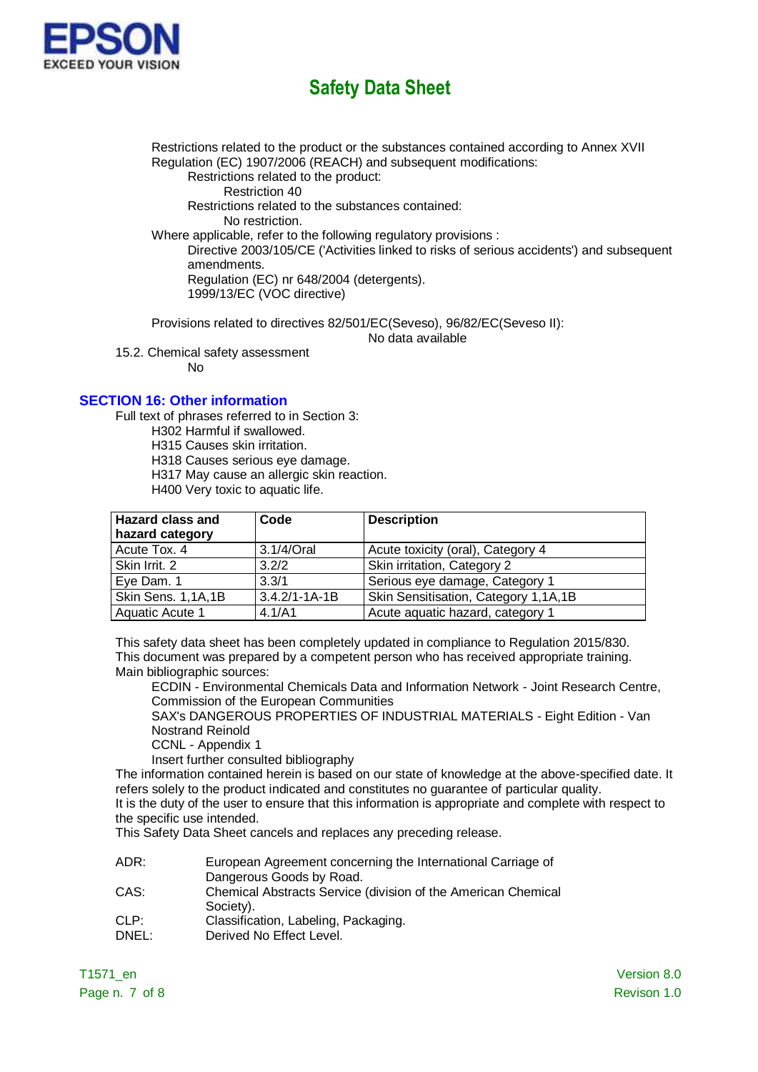Restrictions related to the product or the substances contained according to Annex XVII Regulation (EC) 1907/2006 (REACH) and subsequent modifications:

Restrictions related to the product:

Restriction 40

Restrictions related to the substances contained:

No restriction.

Where applicable, refer to the following regulatory provisions :

Directive 2003/105/CE ('Activities linked to risks of serious accidents') and subsequent amendments.

Regulation (EC) nr 648/2004 (detergents).

1999/13/EC (VOC directive)

Provisions related to directives 82/501/EC(Seveso), 96/82/EC(Seveso II):

No data available

15.2. Chemical safety assessment

No

## SECTION 16: Other information

Full text of phrases referred to in Section 3:

H302 Harmful if swallowed.
H315 Causes skin irritation.
H318 Causes serious eye damage.
H317 May cause an allergic skin reaction.
H400 Very toxic to aquatic life.

| Hazard class and hazard category | Code | Description |
|---|---|---|
| Acute Tox. 4 | 3.1/4/Oral | Acute toxicity (oral), Category 4 |
| Skin Irrit. 2 | 3.2/2 | Skin irritation, Category 2 |
| Eye Dam. 1 | 3.3/1 | Serious eye damage, Category 1 |
| Skin Sens. 1,1A,1B | 3.4.2/1-1A-1B | Skin Sensitisation, Category 1,1A,1B |
| Aquatic Acute 1 | 4.1/A1 | Acute aquatic hazard, category 1 |

This safety data sheet has been completely updated in compliance to Regulation 2015/830.
This document was prepared by a competent person who has received appropriate training.
Main bibliographic sources:

ECDIN - Environmental Chemicals Data and Information Network - Joint Research Centre, Commission of the European Communities

SAX's DANGEROUS PROPERTIES OF INDUSTRIAL MATERIALS - Eight Edition - Van Nostrand Reinold

CCNL - Appendix 1

Insert further consulted bibliography

The information contained herein is based on our state of knowledge at the above-specified date. It refers solely to the product indicated and constitutes no guarantee of particular quality.
It is the duty of the user to ensure that this information is appropriate and complete with respect to the specific use intended.
This Safety Data Sheet cancels and replaces any preceding release.

ADR: European Agreement concerning the International Carriage of Dangerous Goods by Road.
CAS: Chemical Abstracts Service (division of the American Chemical Society).
CLP: Classification, Labeling, Packaging.
DNEL: Derived No Effect Level.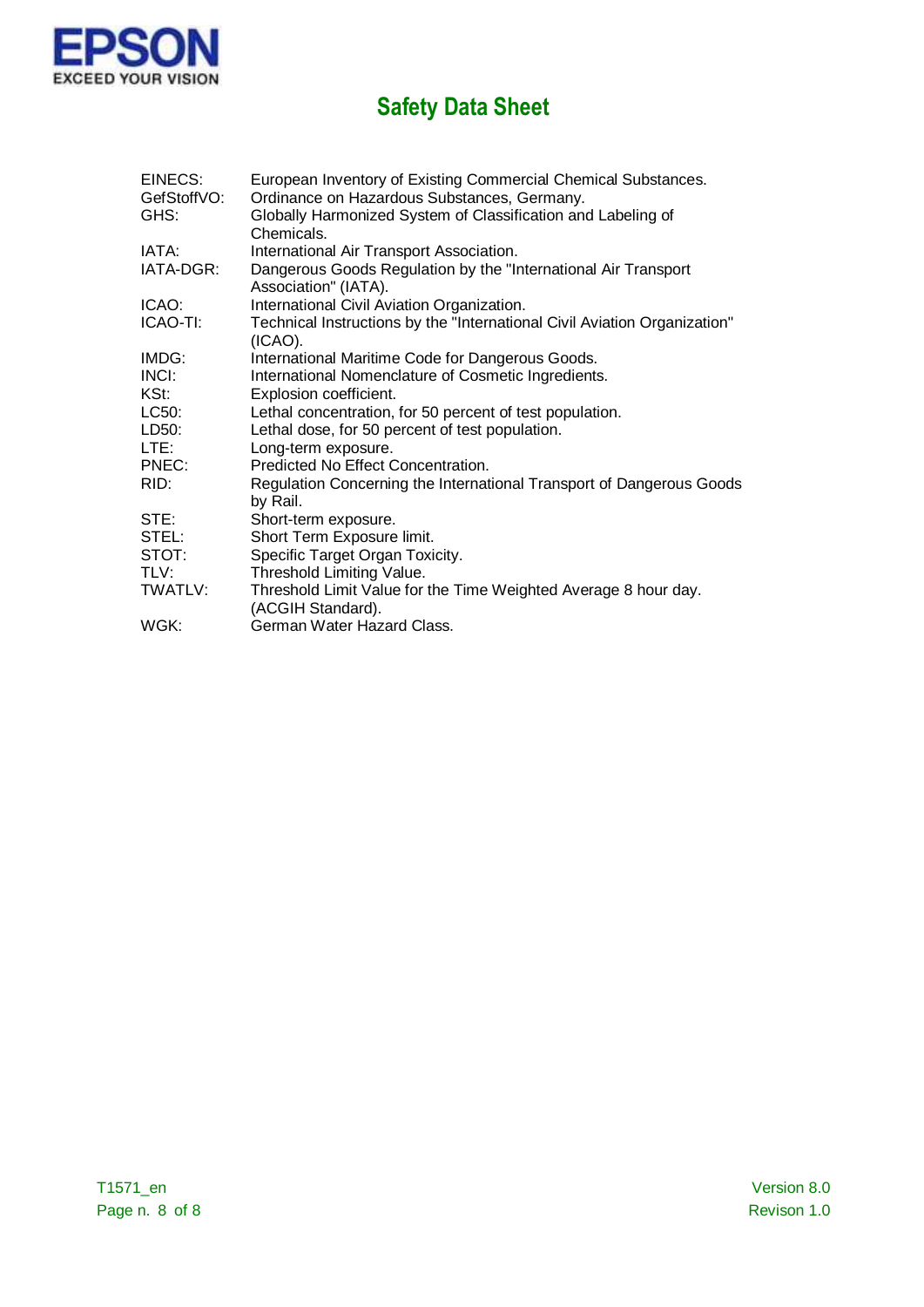| | |
|---|---|
| EINECS: | European Inventory of Existing Commercial Chemical Substances. |
| GefStoffVO: | Ordinance on Hazardous Substances, Germany. |
| GHS: | Globally Harmonized System of Classification and Labeling of Chemicals. |
| IATA: | International Air Transport Association. |
| IATA-DGR: | Dangerous Goods Regulation by the "International Air Transport Association" (IATA). |
| ICAO: | International Civil Aviation Organization. |
| ICAO-TI: | Technical Instructions by the "International Civil Aviation Organization" (ICAO). |
| IMDG: | International Maritime Code for Dangerous Goods. |
| INCI: | International Nomenclature of Cosmetic Ingredients. |
| KSt: | Explosion coefficient. |
| LC50: | Lethal concentration, for 50 percent of test population. |
| LD50: | Lethal dose, for 50 percent of test population. |
| LTE: | Long-term exposure. |
| PNEC: | Predicted No Effect Concentration. |
| RID: | Regulation Concerning the International Transport of Dangerous Goods by Rail. |
| STE: | Short-term exposure. |
| STEL: | Short Term Exposure limit. |
| STOT: | Specific Target Organ Toxicity. |
| TLV: | Threshold Limiting Value. |
| TWATLV: | Threshold Limit Value for the Time Weighted Average 8 hour day. (ACGIH Standard). |
| WGK: | German Water Hazard Class. |